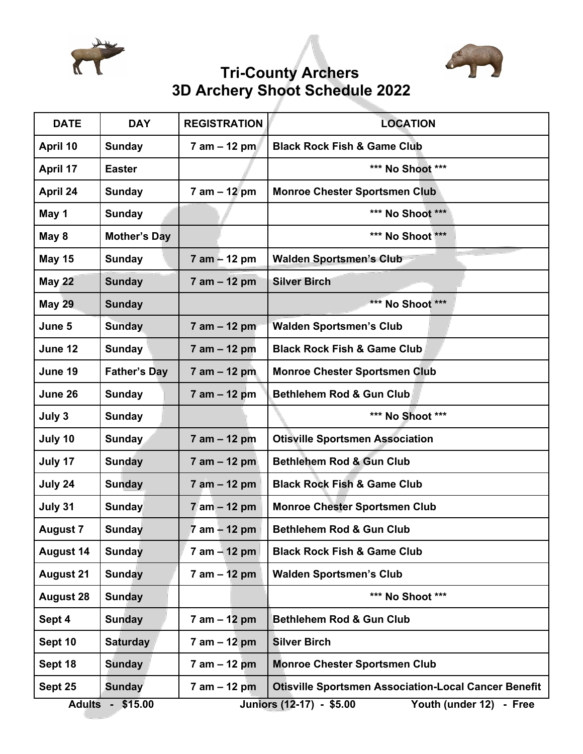# Tri-County Archers
# 3D Archery Shoot Schedule 2022

| DATE | DAY | REGISTRATION | LOCATION |
|---|---|---|---|
| April 10 | Sunday | 7 am – 12 pm | Black Rock Fish & Game Club |
| April 17 | Easter | | *** No Shoot *** |
| April 24 | Sunday | 7 am – 12 pm | Monroe Chester Sportsmen Club |
| May 1 | Sunday | | *** No Shoot *** |
| May 8 | Mother's Day | | *** No Shoot *** |
| May 15 | Sunday | 7 am – 12 pm | Walden Sportsmen's Club |
| May 22 | Sunday | 7 am – 12 pm | Silver Birch |
| May 29 | Sunday | | *** No Shoot *** |
| June 5 | Sunday | 7 am – 12 pm | Walden Sportsmen's Club |
| June 12 | Sunday | 7 am – 12 pm | Black Rock Fish & Game Club |
| June 19 | Father's Day | 7 am – 12 pm | Monroe Chester Sportsmen Club |
| June 26 | Sunday | 7 am – 12 pm | Bethlehem Rod & Gun Club |
| July 3 | Sunday | | *** No Shoot *** |
| July 10 | Sunday | 7 am – 12 pm | Otisville Sportsmen Association |
| July 17 | Sunday | 7 am – 12 pm | Bethlehem Rod & Gun Club |
| July 24 | Sunday | 7 am – 12 pm | Black Rock Fish & Game Club |
| July 31 | Sunday | 7 am – 12 pm | Monroe Chester Sportsmen Club |
| August 7 | Sunday | 7 am – 12 pm | Bethlehem Rod & Gun Club |
| August 14 | Sunday | 7 am – 12 pm | Black Rock Fish & Game Club |
| August 21 | Sunday | 7 am – 12 pm | Walden Sportsmen's Club |
| August 28 | Sunday | | *** No Shoot *** |
| Sept 4 | Sunday | 7 am – 12 pm | Bethlehem Rod & Gun Club |
| Sept 10 | Saturday | 7 am – 12 pm | Silver Birch |
| Sept 18 | Sunday | 7 am – 12 pm | Monroe Chester Sportsmen Club |
| Sept 25 | Sunday | 7 am – 12 pm | Otisville Sportsmen Association-Local Cancer Benefit |

**Adults - $15.00** **Juniors (12-17) - $5.00** **Youth (under 12) - Free**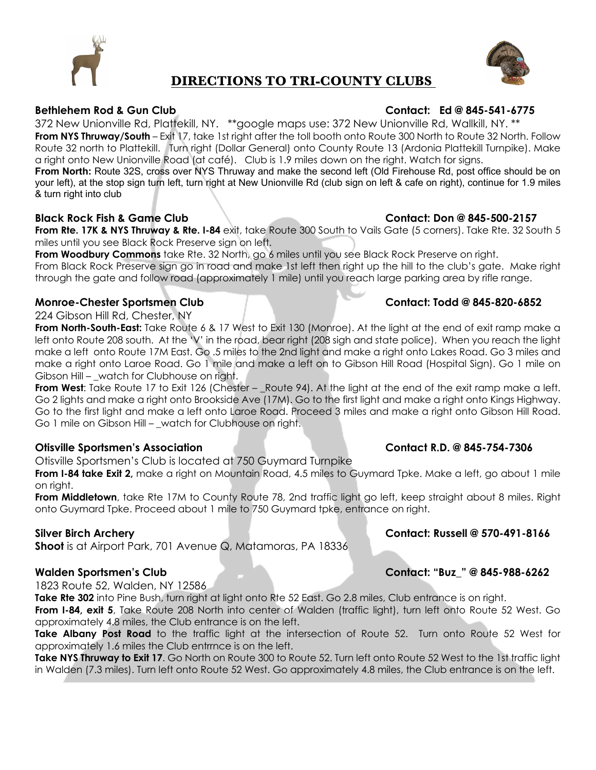# DIRECTIONS TO TRI-COUNTY CLUBS

**Bethlehem Rod & Gun Club** **Contact: Ed @ 845-541-6775**

372 New Unionville Rd, Plattekill, NY. **google maps use: 372 New Unionville Rd, Wallkill, NY. **

**From NYS Thruway/South** – Exit 17, take 1st right after the toll booth onto Route 300 North to Route 32 North. Follow Route 32 north to Plattekill. Turn right (Dollar General) onto County Route 13 (Ardonia Plattekill Turnpike). Make a right onto New Unionville Road (at café). Club is 1.9 miles down on the right. Watch for signs.

**From North:** Route 32S, cross over NYS Thruway and make the second left (Old Firehouse Rd, post office should be on your left), at the stop sign turn left, turn right at New Unionville Rd (club sign on left & cafe on right), continue for 1.9 miles & turn right into club

**Black Rock Fish & Game Club** **Contact: Don @ 845-500-2157**

**From Rte. 17K & NYS Thruway & Rte. I-84** exit, take Route 300 South to Vails Gate (5 corners). Take Rte. 32 South 5 miles until you see Black Rock Preserve sign on left.

**From Woodbury Commons** take Rte. 32 North, go 6 miles until you see Black Rock Preserve on right.

From Black Rock Preserve sign go in road and make 1st left then right up the hill to the club's gate. Make right through the gate and follow road (approximately 1 mile) until you reach large parking area by rifle range.

**Monroe-Chester Sportsmen Club** **Contact: Todd @ 845-820-6852**

224 Gibson Hill Rd, Chester, NY

**From North-South-East:** Take Route 6 & 17 West to Exit 130 (Monroe). At the light at the end of exit ramp make a left onto Route 208 south. At the 'V' in the road, bear right (208 sigh and state police). When you reach the light make a left onto Route 17M East. Go .5 miles to the 2nd light and make a right onto Lakes Road. Go 3 miles and make a right onto Laroe Road. Go 1 mile and make a left on to Gibson Hill Road (Hospital Sign). Go 1 mile on Gibson Hill – _watch for Clubhouse on right.

**From West**: Take Route 17 to Exit 126 (Chester – _Route 94). At the light at the end of the exit ramp make a left. Go 2 lights and make a right onto Brookside Ave (17M). Go to the first light and make a right onto Kings Highway. Go to the first light and make a left onto Laroe Road. Proceed 3 miles and make a right onto Gibson Hill Road. Go 1 mile on Gibson Hill – _watch for Clubhouse on right.

**Otisville Sportsmen's Association** **Contact R.D. @ 845-754-7306**

Otisville Sportsmen's Club is located at 750 Guymard Turnpike

**From I-84 take Exit 2,** make a right on Mountain Road, 4.5 miles to Guymard Tpke. Make a left, go about 1 mile on right.

**From Middletown**, take Rte 17M to County Route 78, 2nd traffic light go left, keep straight about 8 miles. Right onto Guymard Tpke. Proceed about 1 mile to 750 Guymard tpke, entrance on right.

**Silver Birch Archery** **Contact: Russell @ 570-491-8166**

**Shoot** is at Airport Park, 701 Avenue Q, Matamoras, PA 18336

**Walden Sportsmen's Club** **Contact: "Buz_" @ 845-988-6262**

1823 Route 52, Walden, NY 12586

**Take Rte 302** into Pine Bush, turn right at light onto Rte 52 East. Go 2.8 miles, Club entrance is on right.

**From I-84, exit 5**, Take Route 208 North into center of Walden (traffic light), turn left onto Route 52 West. Go approximately 4.8 miles, the Club entrance is on the left.

**Take Albany Post Road** to the traffic light at the intersection of Route 52. Turn onto Route 52 West for approximately 1.6 miles the Club entrrnce is on the left.

**Take NYS Thruway to Exit 17**. Go North on Route 300 to Route 52. Turn left onto Route 52 West to the 1st traffic light in Walden (7.3 miles). Turn left onto Route 52 West. Go approximately 4.8 miles, the Club entrance is on the left.